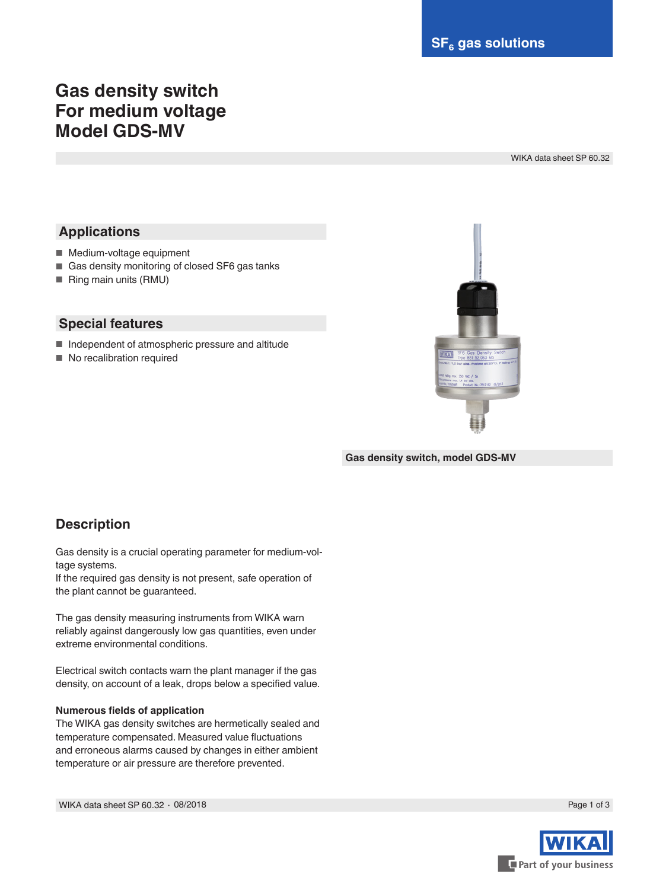$SF_6$ gas solutions

# Gas density switch For medium voltage Model GDS-MV

WIKA data sheet SP 60.32

## Applications

- Medium-voltage equipment
- Gas density monitoring of closed SF6 gas tanks
- Ring main units (RMU)

## Special features

- Independent of atmospheric pressure and altitude
- No recalibration required

Gas density switch, model GDS-MV

## Description

Gas density is a crucial operating parameter for medium-voltage systems.
If the required gas density is not present, safe operation of the plant cannot be guaranteed.

The gas density measuring instruments from WIKA warn reliably against dangerously low gas quantities, even under extreme environmental conditions.

Electrical switch contacts warn the plant manager if the gas density, on account of a leak, drops below a specified value.

**Numerous fields of application**
The WIKA gas density switches are hermetically sealed and temperature compensated. Measured value fluctuations and erroneous alarms caused by changes in either ambient temperature or air pressure are therefore prevented.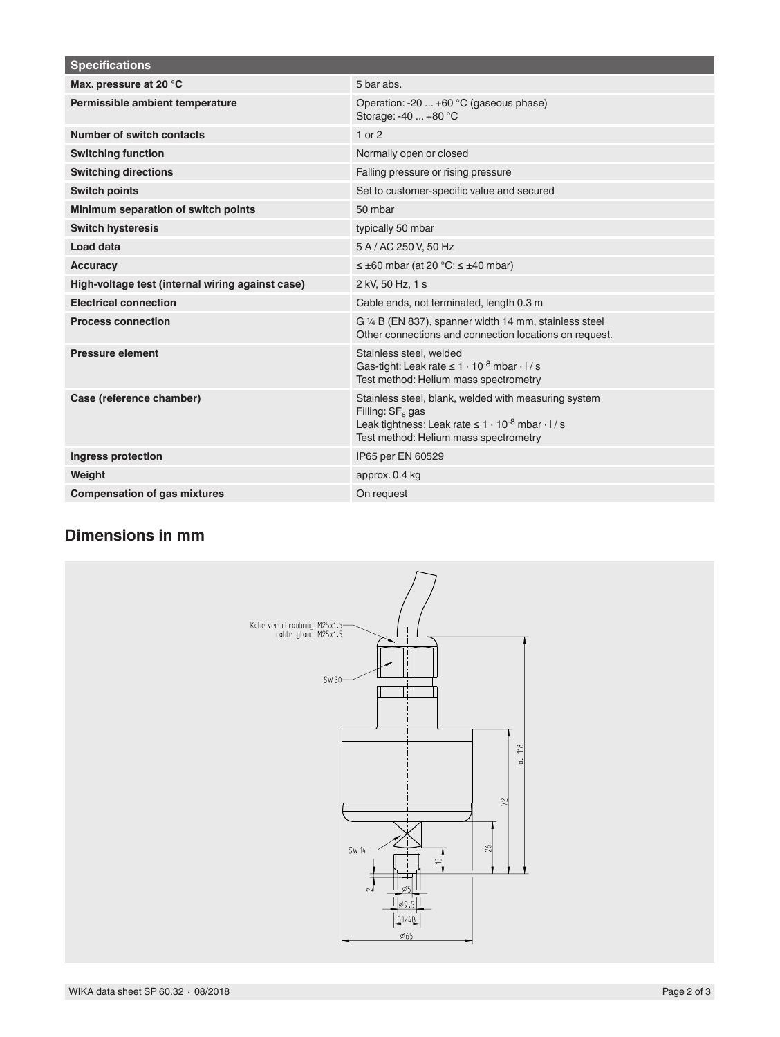| Specifications | |
|---|---|
| **Max. pressure at 20 °C** | 5 bar abs. |
| **Permissible ambient temperature** | Operation: -20 ... +60 °C (gaseous phase)<br>Storage: -40 ... +80 °C |
| **Number of switch contacts** | 1 or 2 |
| **Switching function** | Normally open or closed |
| **Switching directions** | Falling pressure or rising pressure |
| **Switch points** | Set to customer-specific value and secured |
| **Minimum separation of switch points** | 50 mbar |
| **Switch hysteresis** | typically 50 mbar |
| **Load data** | 5 A / AC 250 V, 50 Hz |
| **Accuracy** | ≤ ±60 mbar (at 20 °C: ≤ ±40 mbar) |
| **High-voltage test (internal wiring against case)** | 2 kV, 50 Hz, 1 s |
| **Electrical connection** | Cable ends, not terminated, length 0.3 m |
| **Process connection** | G ¼ B (EN 837), spanner width 14 mm, stainless steel<br>Other connections and connection locations on request. |
| **Pressure element** | Stainless steel, welded<br>Gas-tight: Leak rate ≤ $1 \cdot 10^{-8}$ mbar · l / s<br>Test method: Helium mass spectrometry |
| **Case (reference chamber)** | Stainless steel, blank, welded with measuring system<br>Filling: $SF_6$ gas<br>Leak tightness: Leak rate ≤ $1 \cdot 10^{-8}$ mbar · l / s<br>Test method: Helium mass spectrometry |
| **Ingress protection** | IP65 per EN 60529 |
| **Weight** | approx. 0.4 kg |
| **Compensation of gas mixtures** | On request |

## Dimensions in mm

Kabelverschraubung M25x1.5
cable gland M25x1.5

SW 30

ca. 118

72

26

13

SW 14

2

ø5

ø9.5

G1/4B

ø65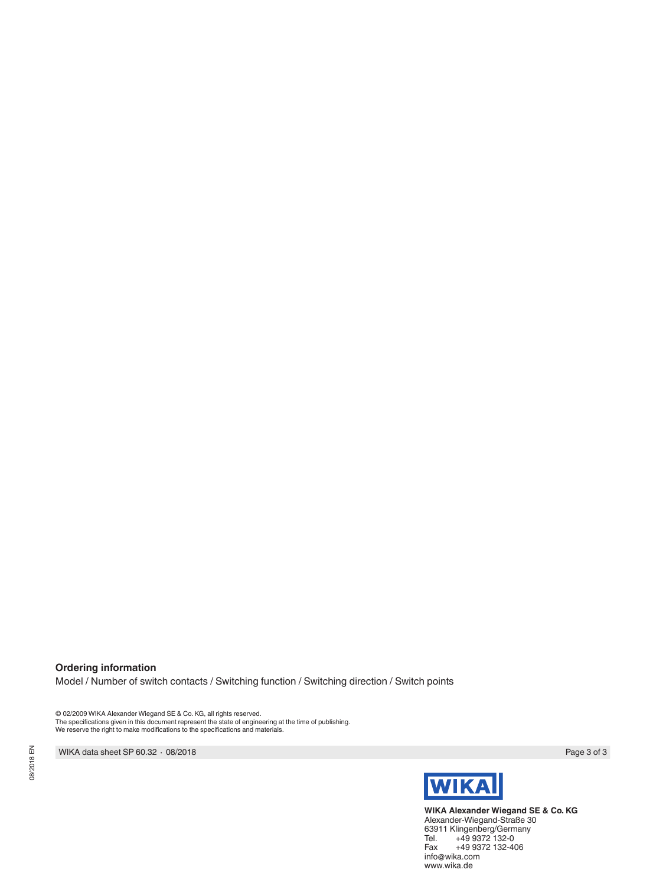**Ordering information**

Model / Number of switch contacts / Switching function / Switching direction / Switch points

© 02/2009 WIKA Alexander Wiegand SE & Co. KG, all rights reserved.
The specifications given in this document represent the state of engineering at the time of publishing.
We reserve the right to make modifications to the specifications and materials.

**WIKA Alexander Wiegand SE & Co. KG**
Alexander-Wiegand-Straße 30
63911 Klingenberg/Germany
Tel. +49 9372 132-0
Fax +49 9372 132-406
info@wika.com
www.wika.de